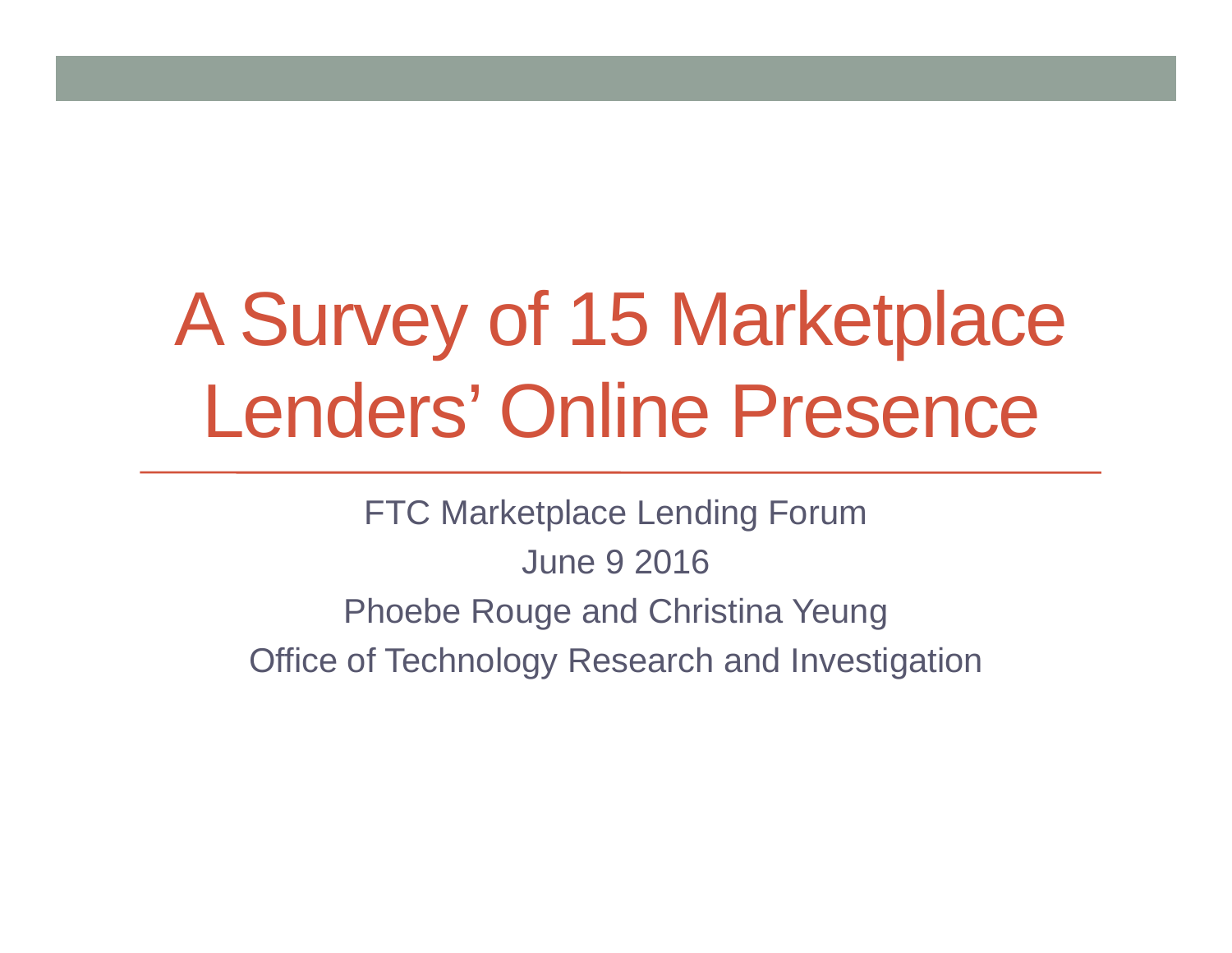# A Survey of 15 Marketplace Lenders' Online Presence

FTC Marketplace Lending Forum

June 9 2016

Phoebe Rouge and Christina Yeung

Office of Technology Research and Investigation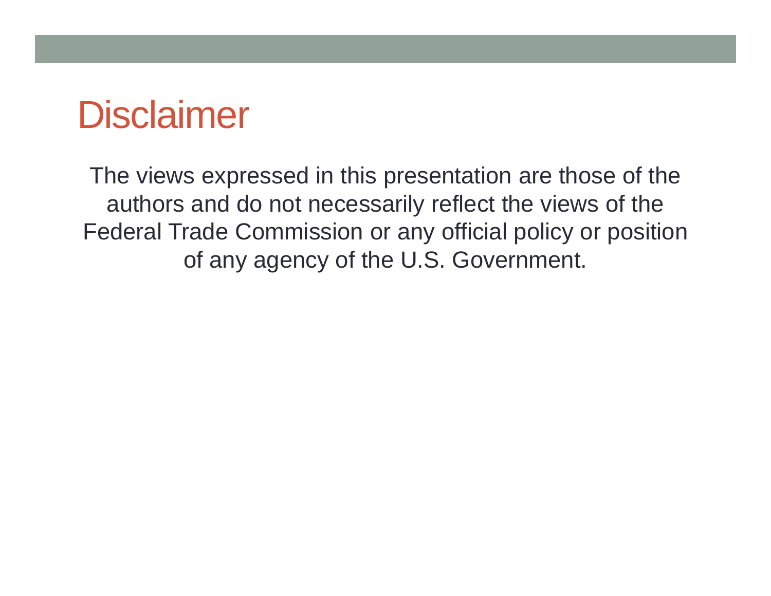# Disclaimer

The views expressed in this presentation are those of the authors and do not necessarily reflect the views of the Federal Trade Commission or any official policy or position of any agency of the U.S. Government.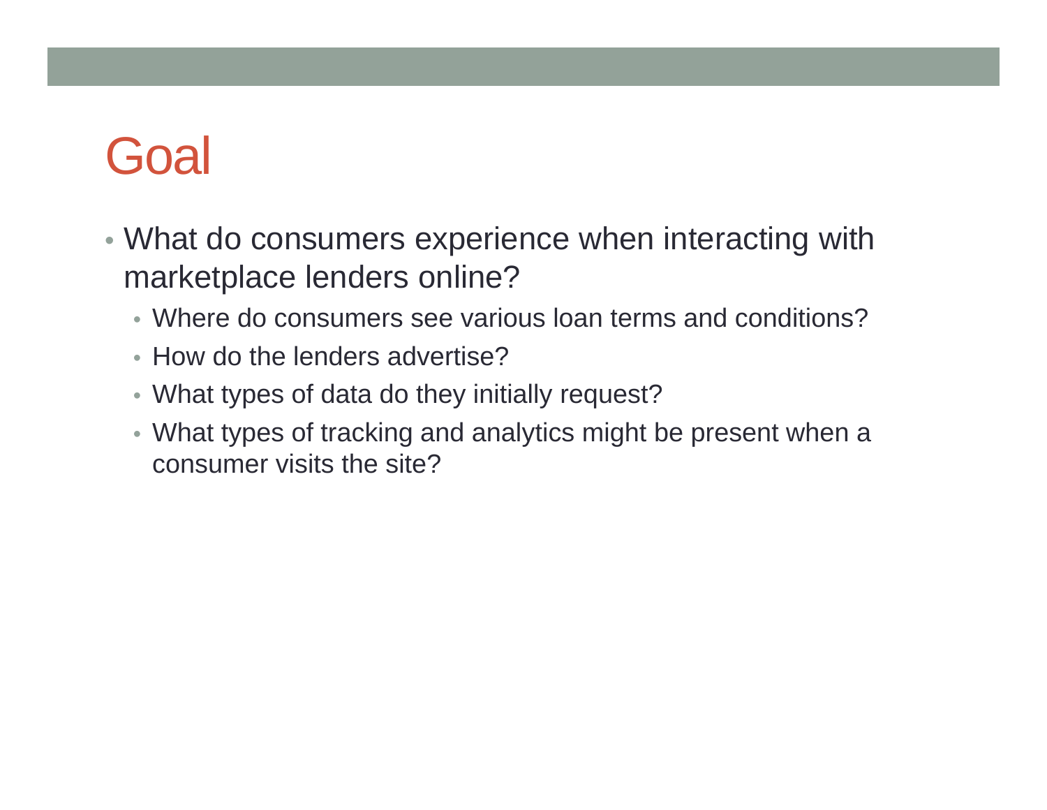# Goal

- What do consumers experience when interacting with marketplace lenders online?
  - Where do consumers see various loan terms and conditions?
  - How do the lenders advertise?
  - What types of data do they initially request?
  - What types of tracking and analytics might be present when a consumer visits the site?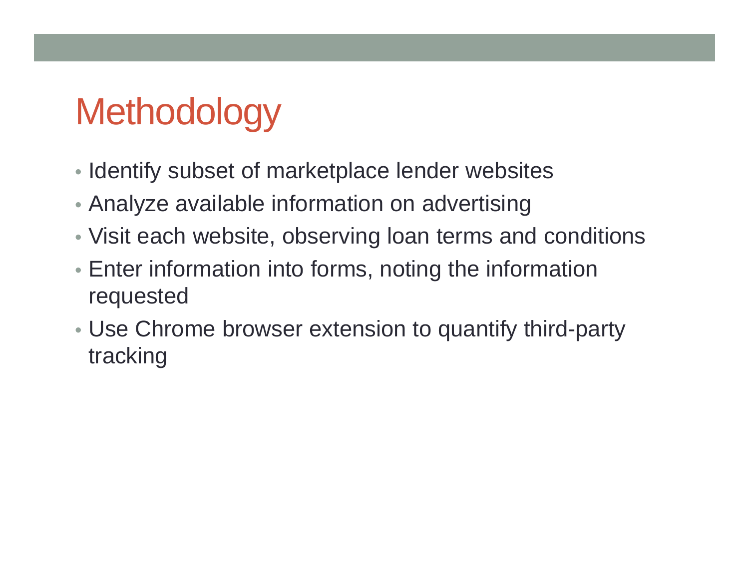# Methodology

- Identify subset of marketplace lender websites
- Analyze available information on advertising
- Visit each website, observing loan terms and conditions
- Enter information into forms, noting the information requested
- Use Chrome browser extension to quantify third-party tracking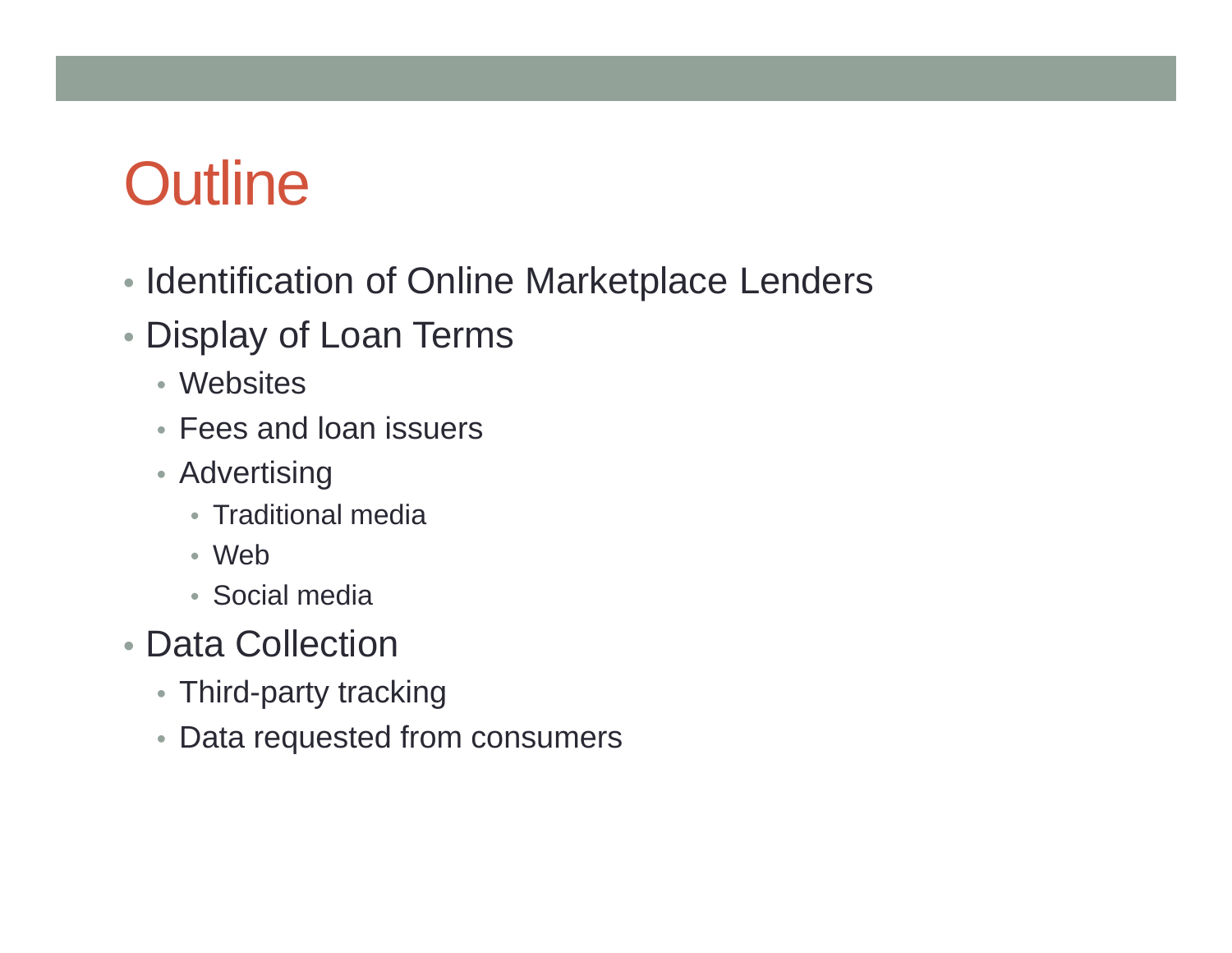# Outline

- Identification of Online Marketplace Lenders
- Display of Loan Terms
  - Websites
  - Fees and loan issuers
  - Advertising
    - Traditional media
    - Web
    - Social media
- Data Collection
  - Third-party tracking
  - Data requested from consumers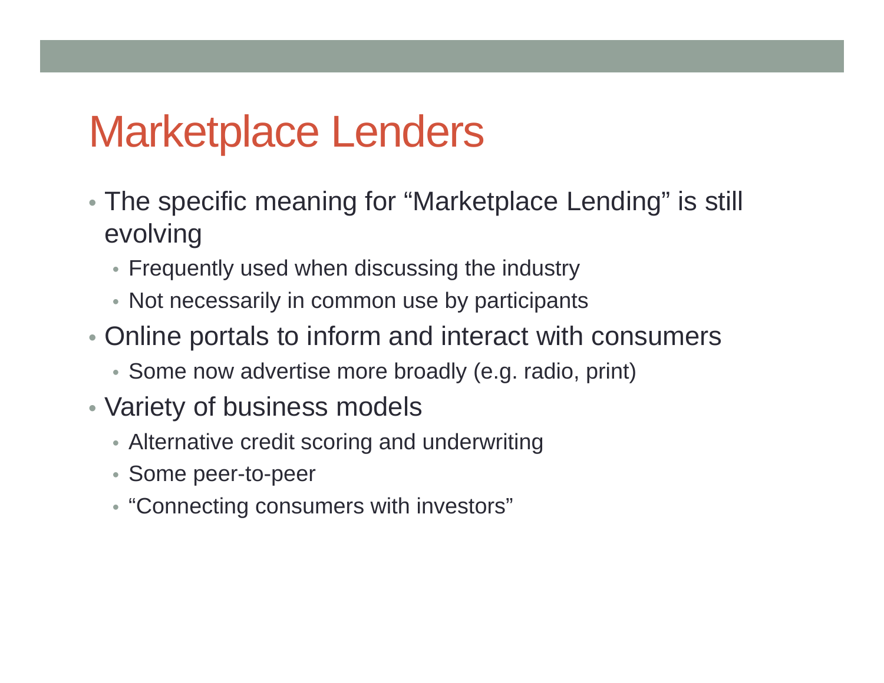# Marketplace Lenders

- The specific meaning for "Marketplace Lending" is still evolving
  - Frequently used when discussing the industry
  - Not necessarily in common use by participants
- Online portals to inform and interact with consumers
  - Some now advertise more broadly (e.g. radio, print)
- Variety of business models
  - Alternative credit scoring and underwriting
  - Some peer-to-peer
  - "Connecting consumers with investors"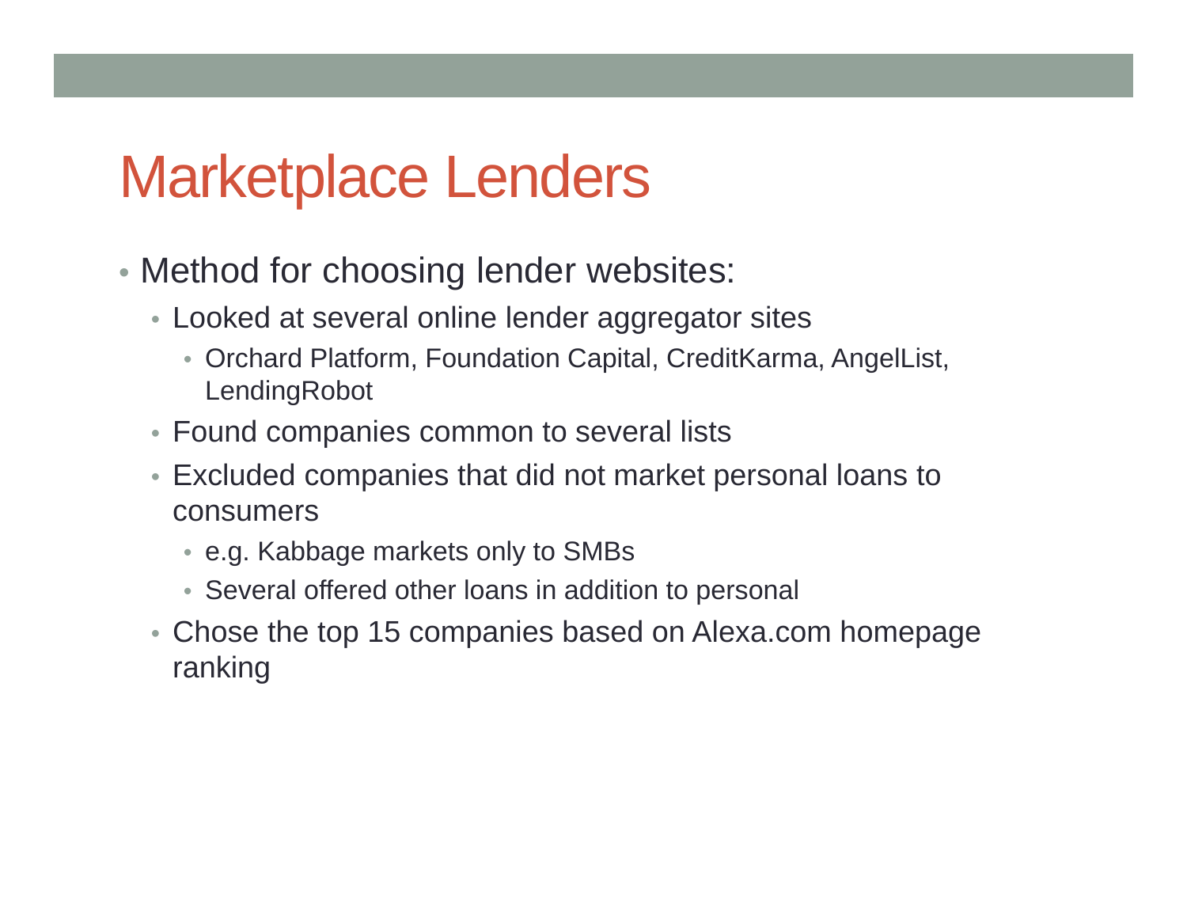# Marketplace Lenders

- Method for choosing lender websites:
  - Looked at several online lender aggregator sites
    - Orchard Platform, Foundation Capital, CreditKarma, AngelList, LendingRobot
  - Found companies common to several lists
  - Excluded companies that did not market personal loans to consumers
    - e.g. Kabbage markets only to SMBs
    - Several offered other loans in addition to personal
  - Chose the top 15 companies based on Alexa.com homepage ranking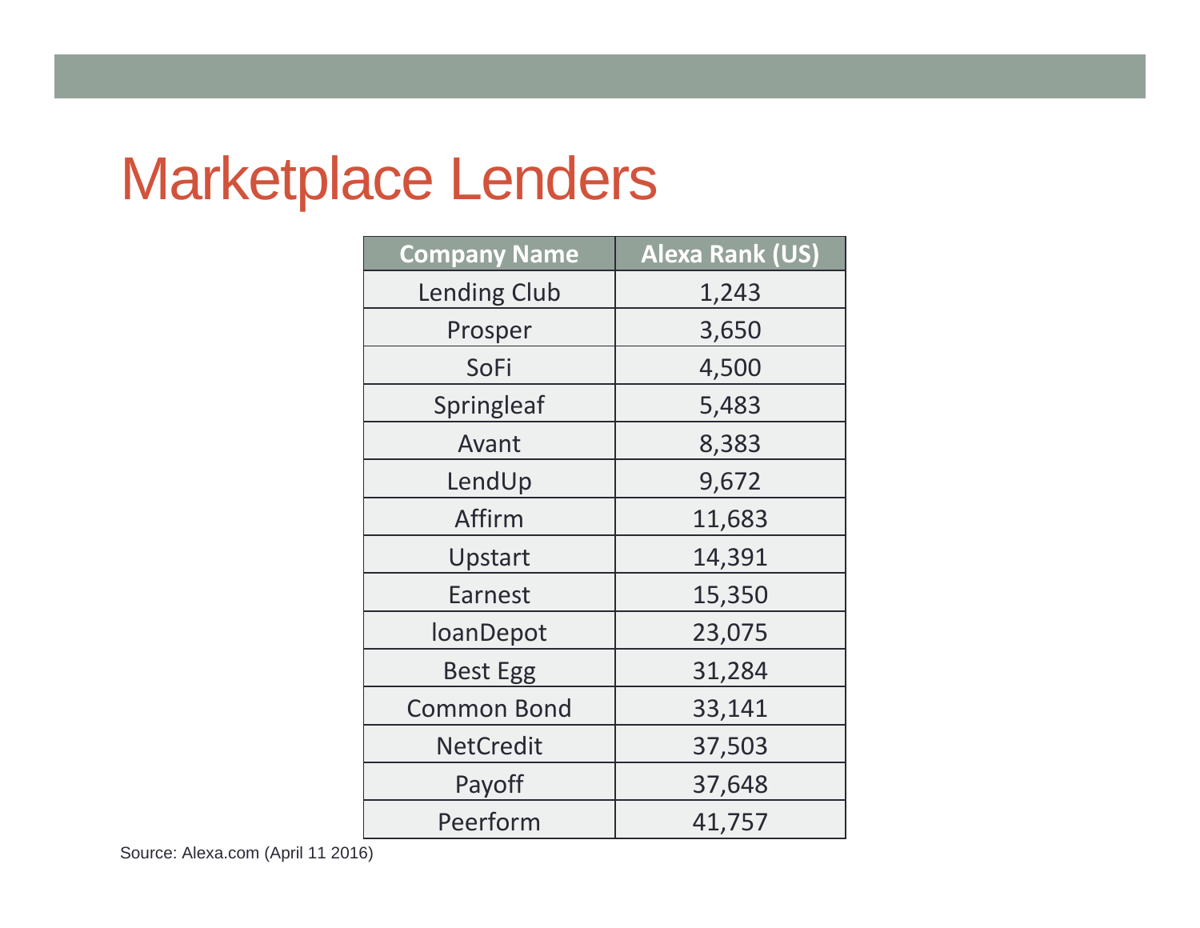# Marketplace Lenders

| Company Name | Alexa Rank (US) |
|---|---|
| Lending Club | 1,243 |
| Prosper | 3,650 |
| SoFi | 4,500 |
| Springleaf | 5,483 |
| Avant | 8,383 |
| LendUp | 9,672 |
| Affirm | 11,683 |
| Upstart | 14,391 |
| Earnest | 15,350 |
| loanDepot | 23,075 |
| Best Egg | 31,284 |
| Common Bond | 33,141 |
| NetCredit | 37,503 |
| Payoff | 37,648 |
| Peerform | 41,757 |

Source: Alexa.com (April 11 2016)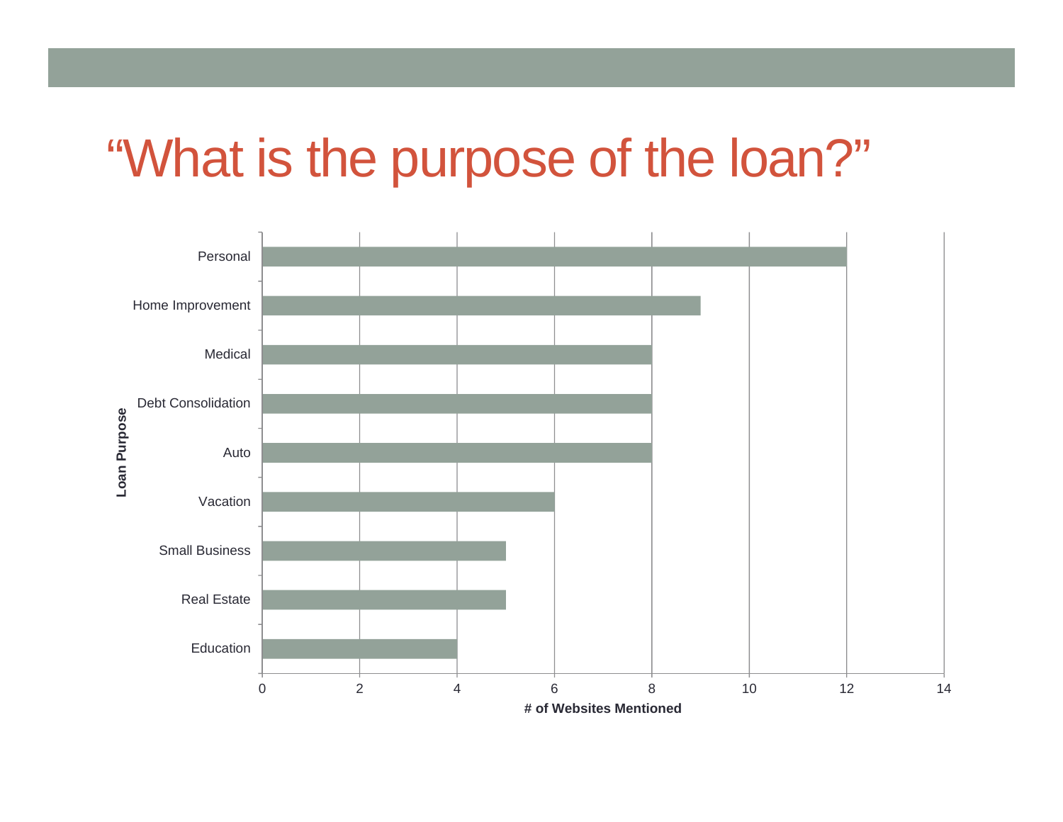# "What is the purpose of the loan?"

| Loan Purpose | # of Websites Mentioned |
|---|---|
| Personal | 12 |
| Home Improvement | 9 |
| Medical | 8 |
| Debt Consolidation | 8 |
| Auto | 8 |
| Vacation | 6 |
| Small Business | 5 |
| Real Estate | 5 |
| Education | 4 |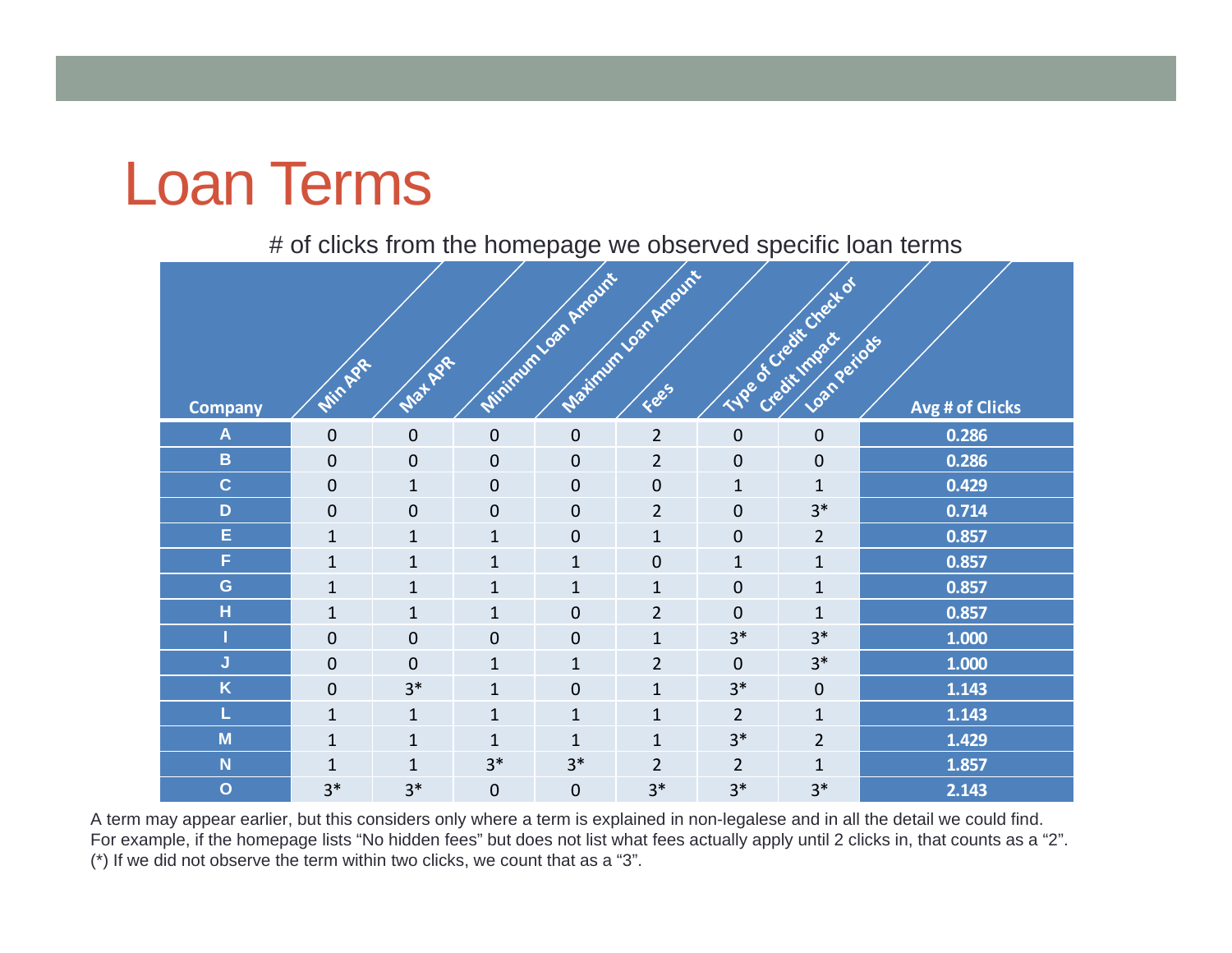# Loan Terms

# of clicks from the homepage we observed specific loan terms

| Company | Min APR | Max APR | Minimum Loan Amount | Maximum Loan Amount | Fees | Type of Credit Check or Credit Impact | Loan Periods | Avg # of Clicks |
|---|---|---|---|---|---|---|---|---|
| A | 0 | 0 | 0 | 0 | 2 | 0 | 0 | 0.286 |
| B | 0 | 0 | 0 | 0 | 2 | 0 | 0 | 0.286 |
| C | 0 | 1 | 0 | 0 | 0 | 1 | 1 | 0.429 |
| D | 0 | 0 | 0 | 0 | 2 | 0 | 3* | 0.714 |
| E | 1 | 1 | 1 | 0 | 1 | 0 | 2 | 0.857 |
| F | 1 | 1 | 1 | 1 | 0 | 1 | 1 | 0.857 |
| G | 1 | 1 | 1 | 1 | 1 | 0 | 1 | 0.857 |
| H | 1 | 1 | 1 | 0 | 2 | 0 | 1 | 0.857 |
| I | 0 | 0 | 0 | 0 | 1 | 3* | 3* | 1.000 |
| J | 0 | 0 | 1 | 1 | 2 | 0 | 3* | 1.000 |
| K | 0 | 3* | 1 | 0 | 1 | 3* | 0 | 1.143 |
| L | 1 | 1 | 1 | 1 | 1 | 2 | 1 | 1.143 |
| M | 1 | 1 | 1 | 1 | 1 | 3* | 2 | 1.429 |
| N | 1 | 1 | 3* | 3* | 2 | 2 | 1 | 1.857 |
| O | 3* | 3* | 0 | 0 | 3* | 3* | 3* | 2.143 |

A term may appear earlier, but this considers only where a term is explained in non-legalese and in all the detail we could find. For example, if the homepage lists "No hidden fees" but does not list what fees actually apply until 2 clicks in, that counts as a "2".
(*) If we did not observe the term within two clicks, we count that as a "3".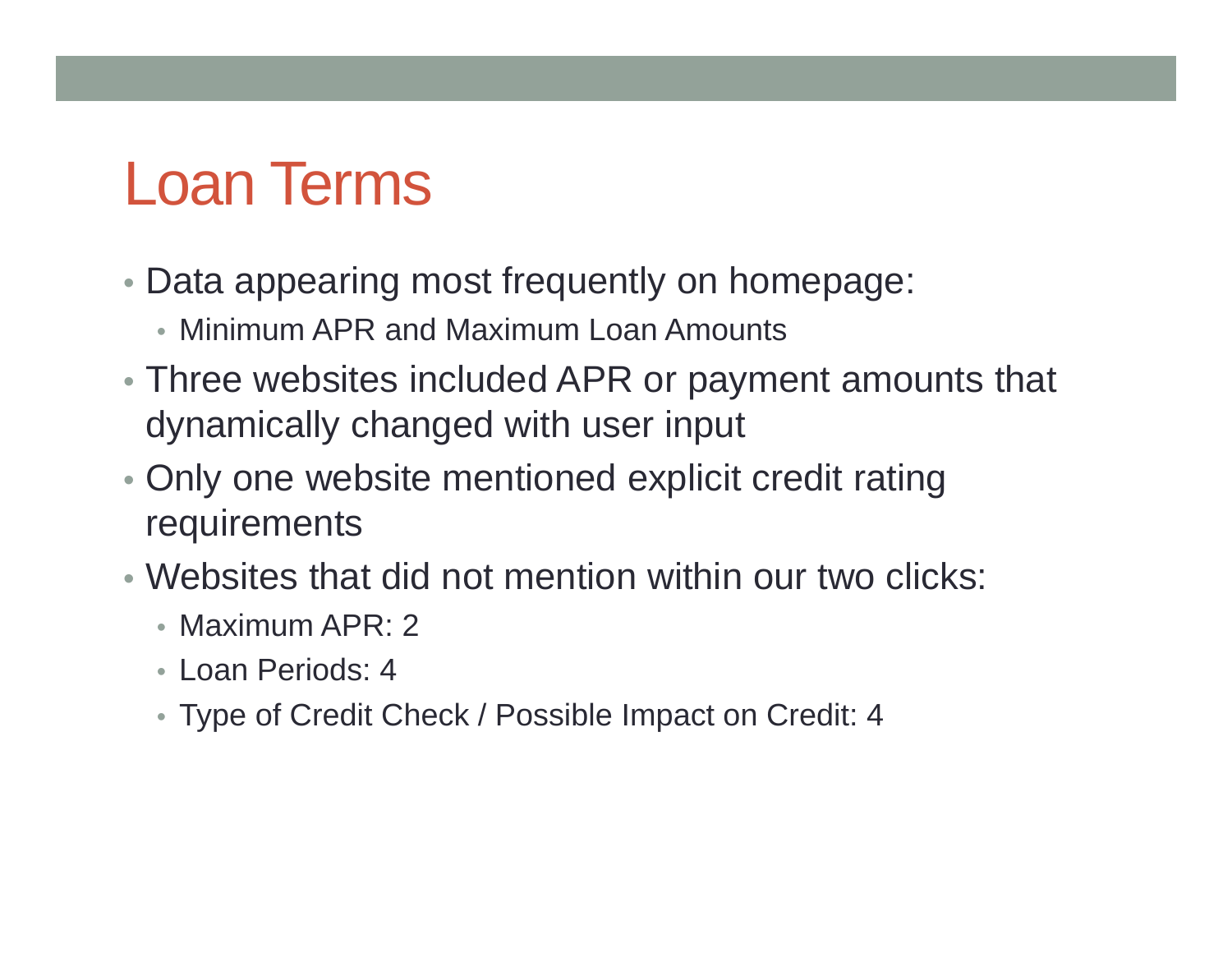# Loan Terms

- Data appearing most frequently on homepage:
  - Minimum APR and Maximum Loan Amounts
- Three websites included APR or payment amounts that dynamically changed with user input
- Only one website mentioned explicit credit rating requirements
- Websites that did not mention within our two clicks:
  - Maximum APR: 2
  - Loan Periods: 4
  - Type of Credit Check / Possible Impact on Credit: 4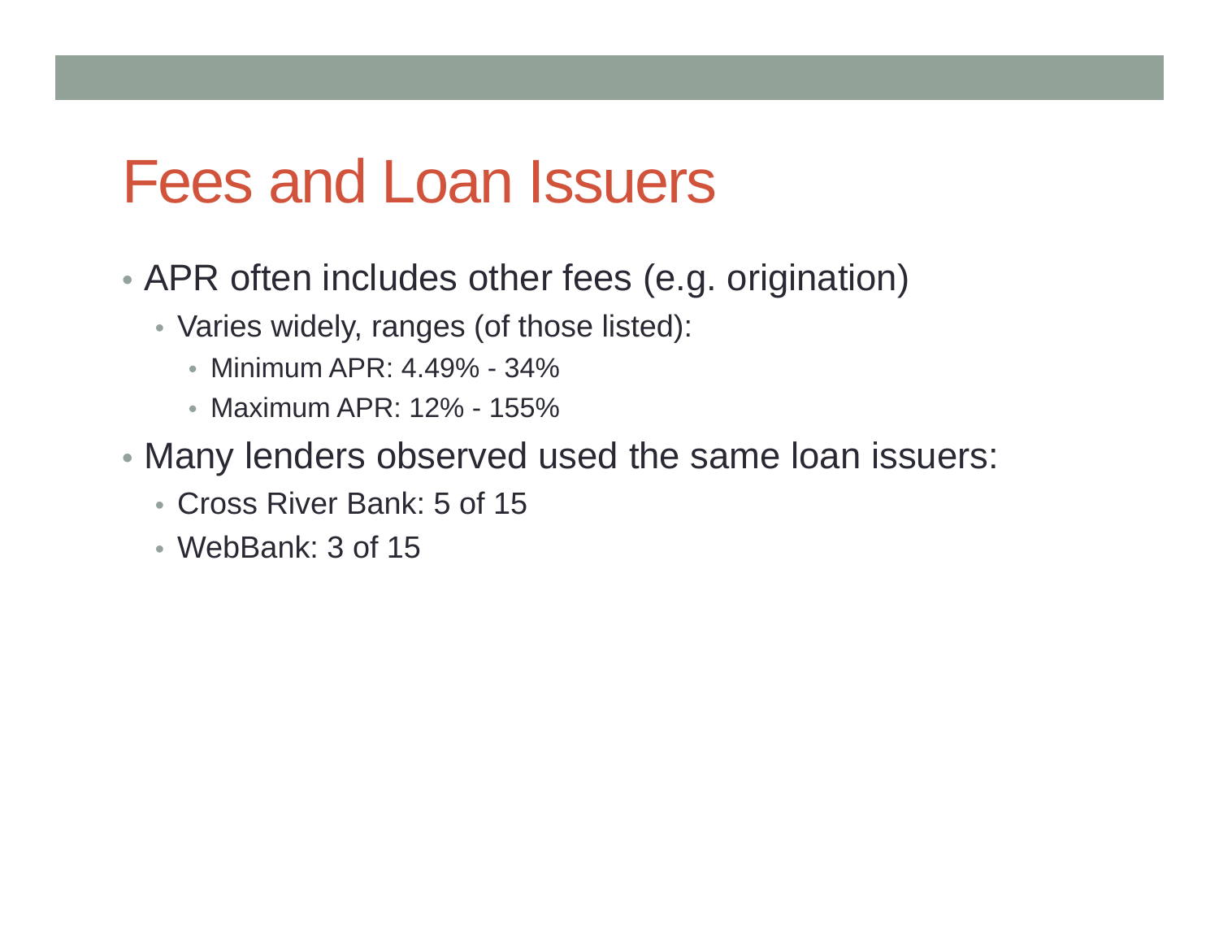# Fees and Loan Issuers

- APR often includes other fees (e.g. origination)
  - Varies widely, ranges (of those listed):
    - Minimum APR: 4.49% - 34%
    - Maximum APR: 12% - 155%
- Many lenders observed used the same loan issuers:
  - Cross River Bank: 5 of 15
  - WebBank: 3 of 15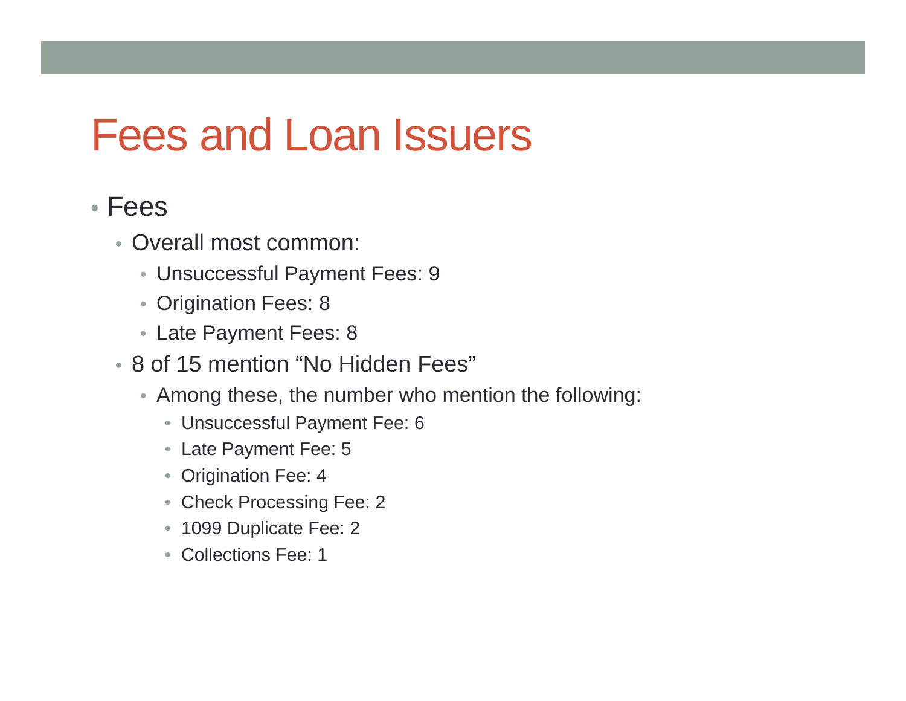# Fees and Loan Issuers

- Fees
  - Overall most common:
    - Unsuccessful Payment Fees: 9
    - Origination Fees: 8
    - Late Payment Fees: 8
  - 8 of 15 mention “No Hidden Fees”
    - Among these, the number who mention the following:
      - Unsuccessful Payment Fee: 6
      - Late Payment Fee: 5
      - Origination Fee: 4
      - Check Processing Fee: 2
      - 1099 Duplicate Fee: 2
      - Collections Fee: 1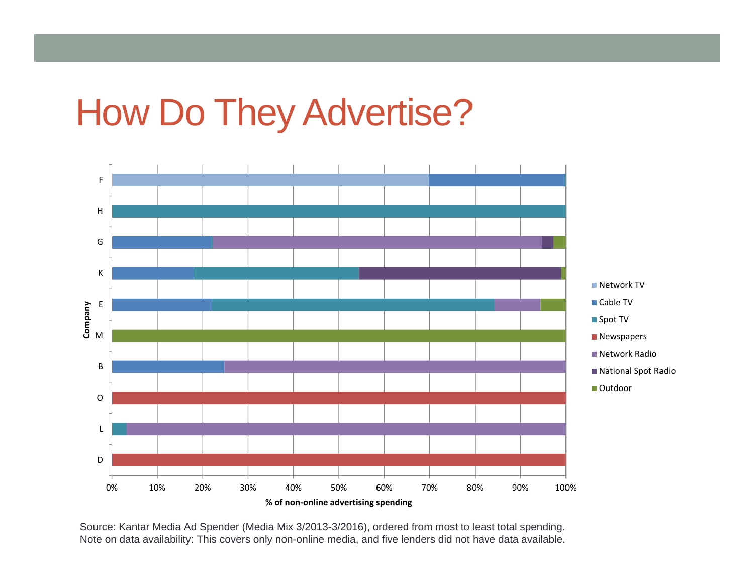# How Do They Advertise?

Source: Kantar Media Ad Spender (Media Mix 3/2013-3/2016), ordered from most to least total spending.
Note on data availability: This covers only non-online media, and five lenders did not have data available.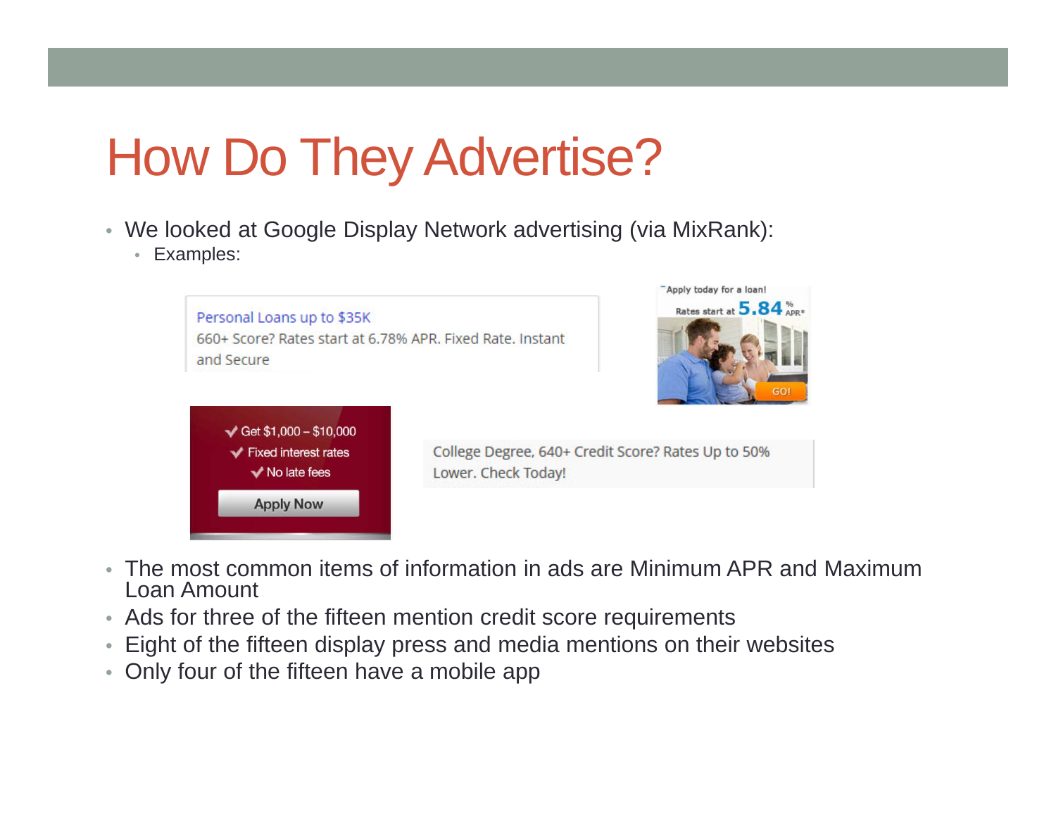# How Do They Advertise?

- We looked at Google Display Network advertising (via MixRank):
  - Examples:

Personal Loans up to $35K
660+ Score? Rates start at 6.78% APR. Fixed Rate. Instant and Secure

Apply today for a loan!
Rates start at 5.84 % APR*
GO!

✓ Get $1,000 – $10,000
✓ Fixed interest rates
✓ No late fees
Apply Now

College Degree, 640+ Credit Score? Rates Up to 50% Lower. Check Today!

- The most common items of information in ads are Minimum APR and Maximum Loan Amount
- Ads for three of the fifteen mention credit score requirements
- Eight of the fifteen display press and media mentions on their websites
- Only four of the fifteen have a mobile app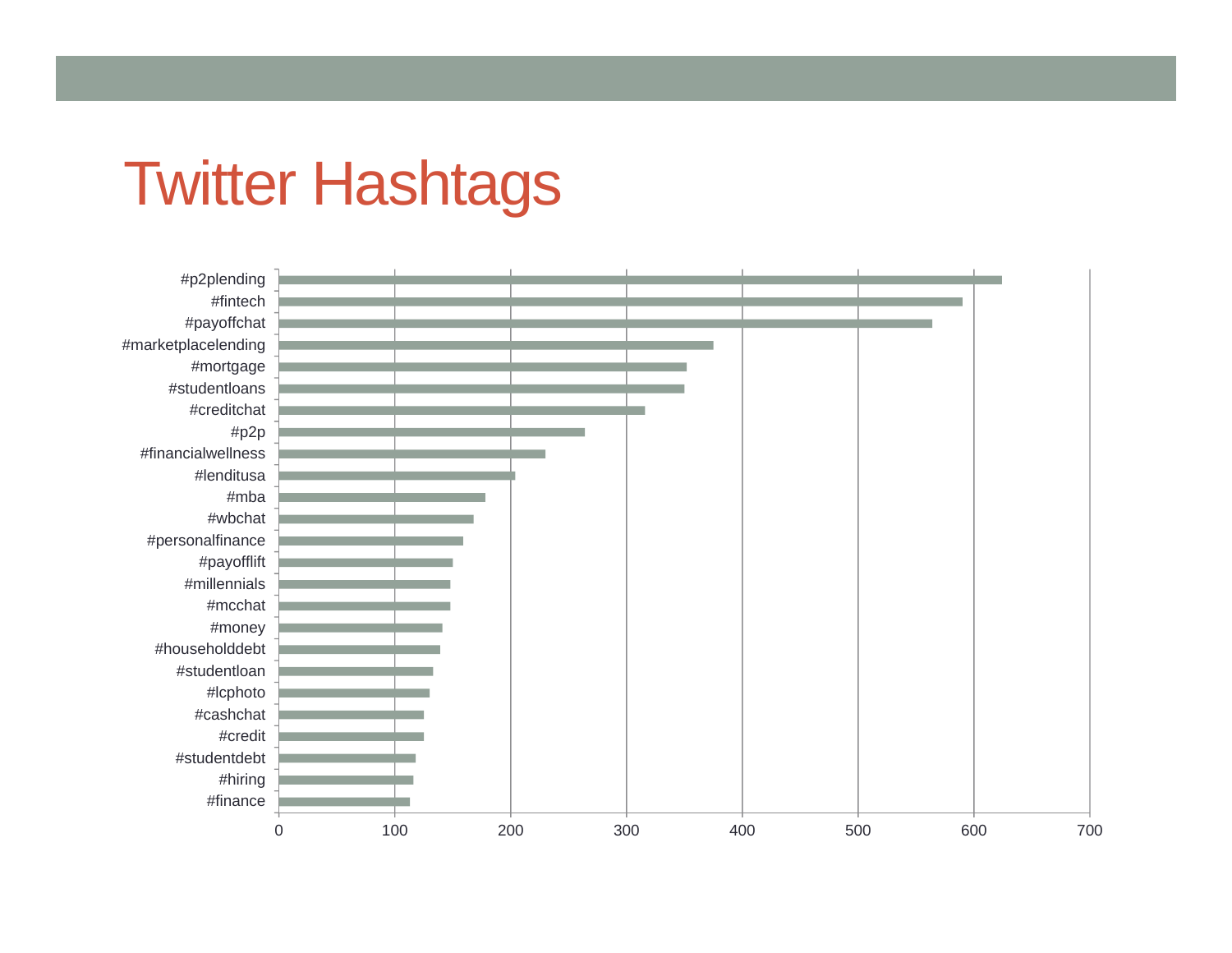# Twitter Hashtags

| Hashtag | Value |
|---|---|
| #p2plending | ~624 |
| #fintech | ~590 |
| #payoffchat | ~564 |
| #marketplacelending | ~375 |
| #mortgage | ~352 |
| #studentloans | ~350 |
| #creditchat | ~316 |
| #p2p | ~264 |
| #financialwellness | ~230 |
| #lenditusa | ~204 |
| #mba | ~178 |
| #wbchat | ~168 |
| #personalfinance | ~159 |
| #payofflift | ~150 |
| #millennials | ~148 |
| #mcchat | ~148 |
| #money | ~141 |
| #householddebt | ~139 |
| #studentloan | ~133 |
| #lcphoto | ~130 |
| #cashchat | ~125 |
| #credit | ~125 |
| #studentdebt | ~118 |
| #hiring | ~116 |
| #finance | ~113 |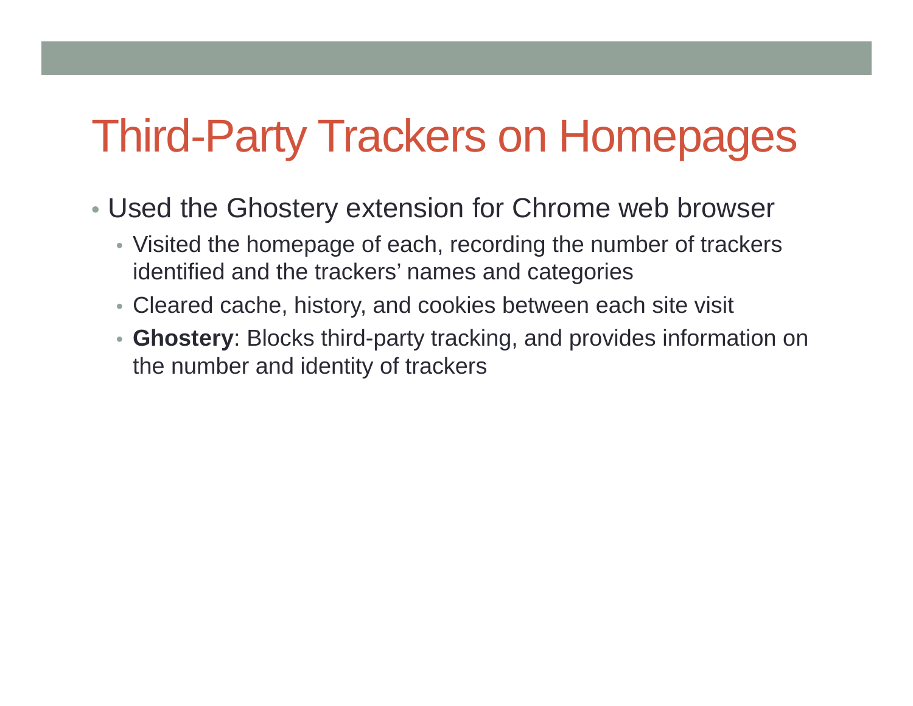# Third-Party Trackers on Homepages

- Used the Ghostery extension for Chrome web browser
  - Visited the homepage of each, recording the number of trackers identified and the trackers' names and categories
  - Cleared cache, history, and cookies between each site visit
  - **Ghostery**: Blocks third-party tracking, and provides information on the number and identity of trackers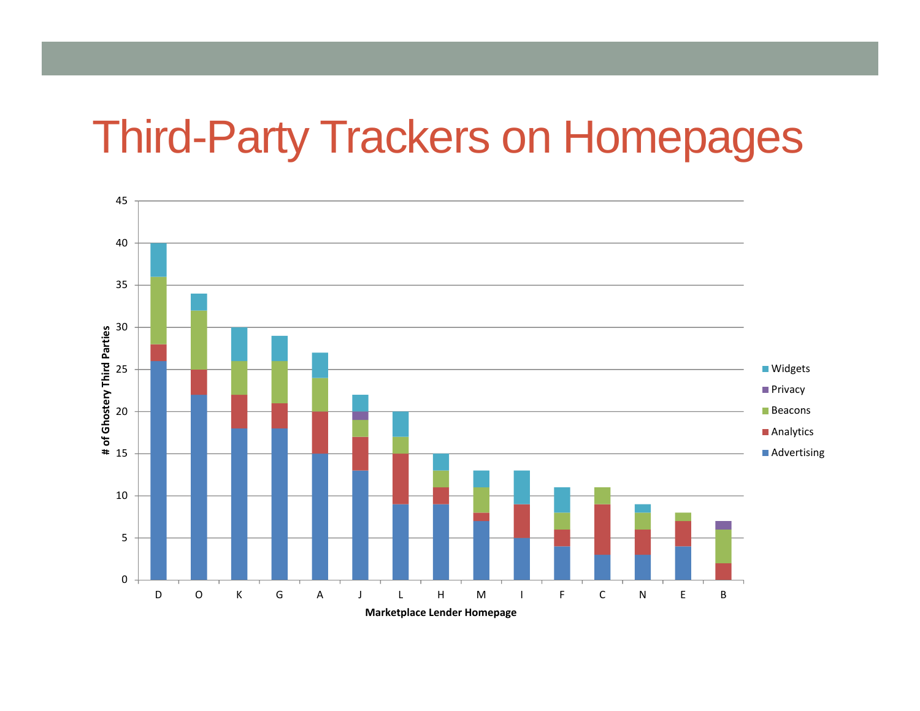# Third-Party Trackers on Homepages

| Marketplace Lender Homepage | Advertising | Analytics | Beacons | Privacy | Widgets | Total |
|---|---|---|---|---|---|---|
| D | 26 | 2 | 8 | 0 | 4 | 40 |
| O | 22 | 3 | 7 | 0 | 2 | 34 |
| K | 18 | 4 | 4 | 0 | 4 | 30 |
| G | 18 | 3 | 5 | 0 | 3 | 29 |
| A | 15 | 5 | 4 | 0 | 3 | 27 |
| J | 13 | 4 | 2 | 1 | 2 | 22 |
| L | 9 | 6 | 2 | 0 | 3 | 20 |
| H | 9 | 2 | 2 | 0 | 2 | 15 |
| M | 7 | 1 | 3 | 0 | 2 | 13 |
| I | 5 | 4 | 0 | 0 | 4 | 13 |
| F | 4 | 2 | 2 | 0 | 3 | 11 |
| C | 3 | 6 | 2 | 0 | 0 | 11 |
| N | 3 | 3 | 2 | 0 | 1 | 9 |
| E | 4 | 3 | 1 | 0 | 0 | 8 |
| B | 0 | 2 | 4 | 1 | 0 | 7 |

Y-axis: # of Ghostery Third Parties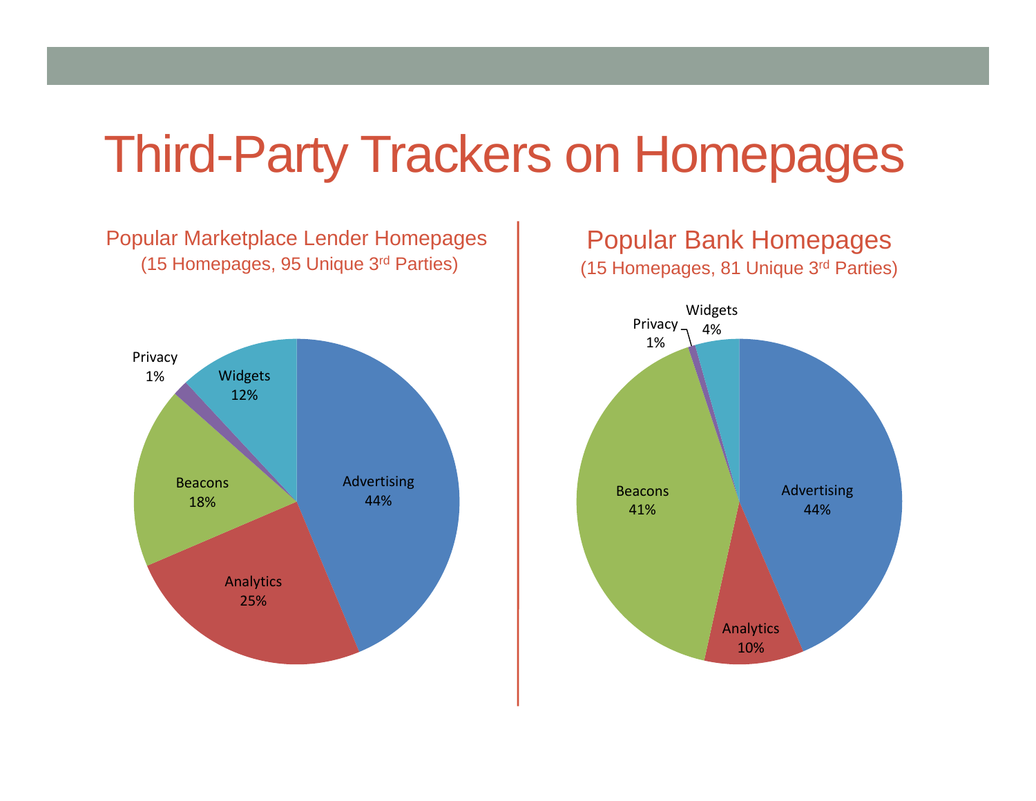# Third-Party Trackers on Homepages

## Popular Marketplace Lender Homepages
(15 Homepages, 95 Unique 3[rd] Parties)

| Category | Share |
|---|---|
| Advertising | 44% |
| Analytics | 25% |
| Beacons | 18% |
| Privacy | 1% |
| Widgets | 12% |

## Popular Bank Homepages
(15 Homepages, 81 Unique 3[rd] Parties)

| Category | Share |
|---|---|
| Advertising | 44% |
| Analytics | 10% |
| Beacons | 41% |
| Privacy | 1% |
| Widgets | 4% |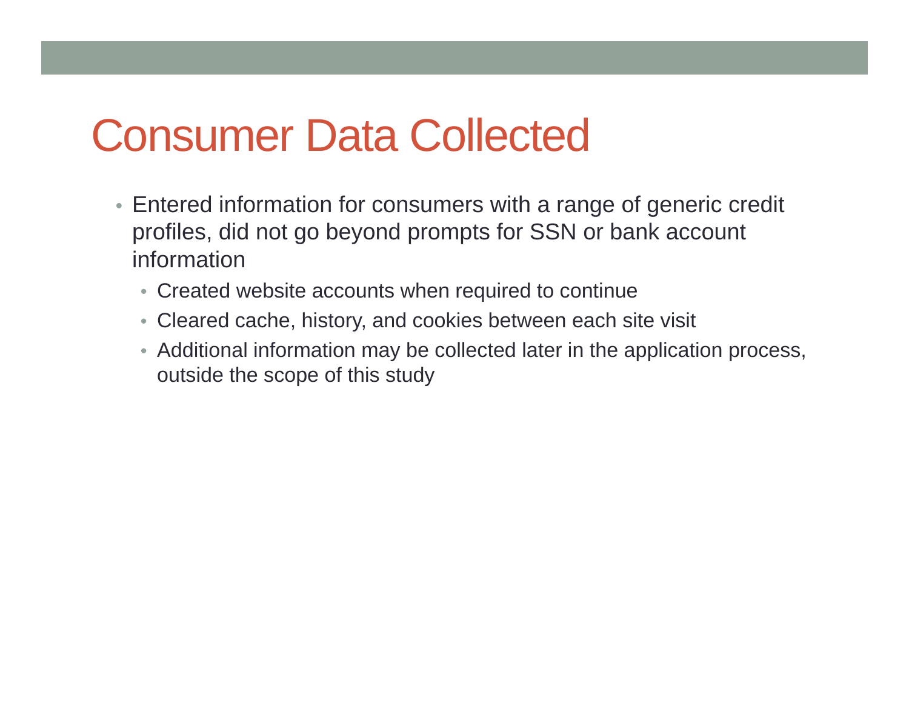# Consumer Data Collected

- Entered information for consumers with a range of generic credit profiles, did not go beyond prompts for SSN or bank account information
  - Created website accounts when required to continue
  - Cleared cache, history, and cookies between each site visit
  - Additional information may be collected later in the application process, outside the scope of this study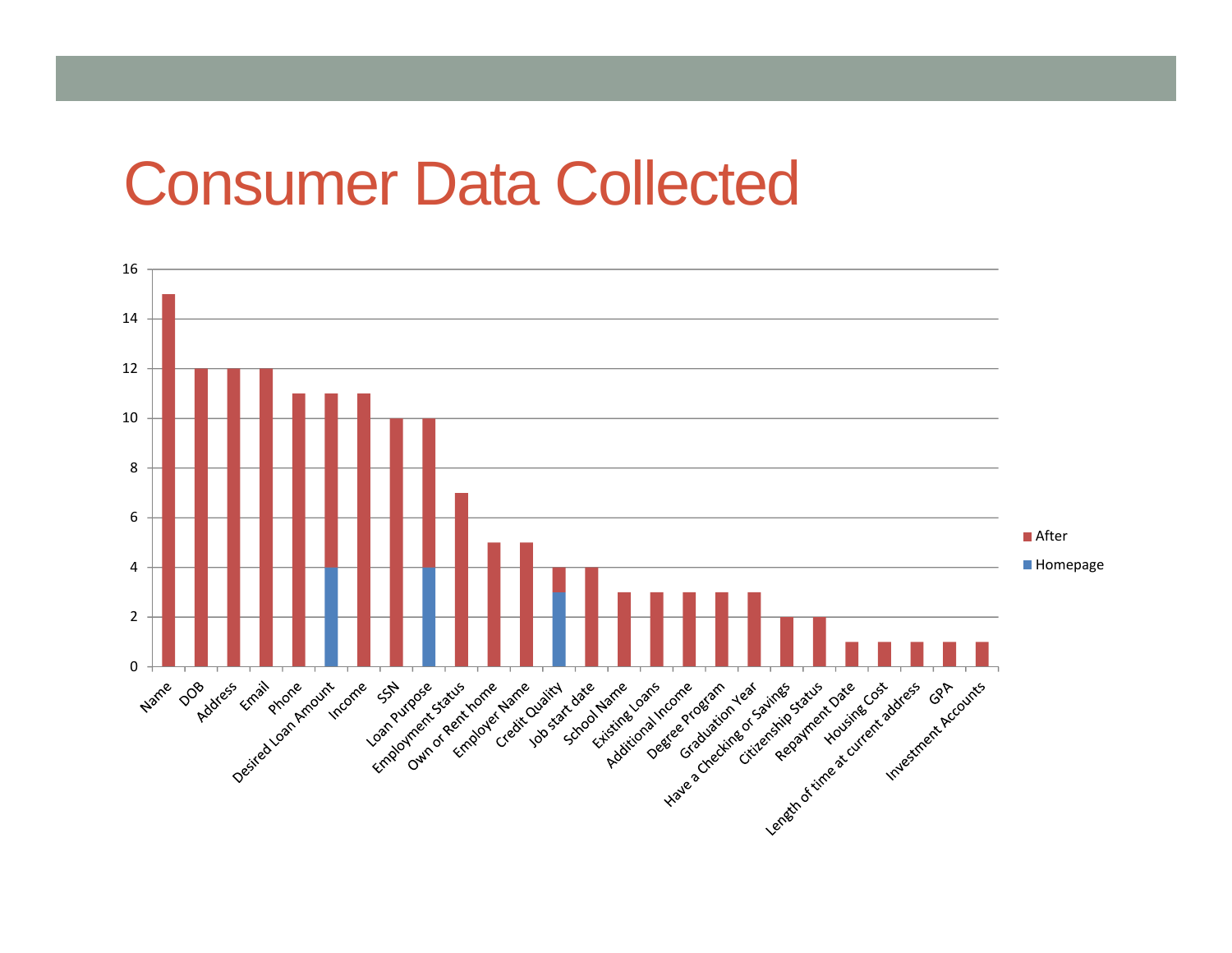# Consumer Data Collected

| Data Field | Homepage | After |
| --- | --- | --- |
| Name | 0 | 15 |
| DOB | 0 | 12 |
| Address | 0 | 12 |
| Email | 0 | 12 |
| Phone | 0 | 11 |
| Desired Loan Amount | 4 | 7 |
| Income | 0 | 11 |
| SSN | 0 | 10 |
| Loan Purpose | 4 | 6 |
| Employment Status | 0 | 7 |
| Own or Rent home | 0 | 5 |
| Employer Name | 0 | 5 |
| Credit Quality | 3 | 1 |
| Job start date | 0 | 4 |
| School Name | 0 | 3 |
| Existing Loans | 0 | 3 |
| Additional Income | 0 | 3 |
| Degree Program | 0 | 3 |
| Graduation Year | 0 | 3 |
| Have a Checking or Savings | 0 | 2 |
| Citizenship Status | 0 | 2 |
| Repayment Date | 0 | 1 |
| Housing Cost | 0 | 1 |
| Length of time at current address | 0 | 1 |
| GPA | 0 | 1 |
| Investment Accounts | 0 | 1 |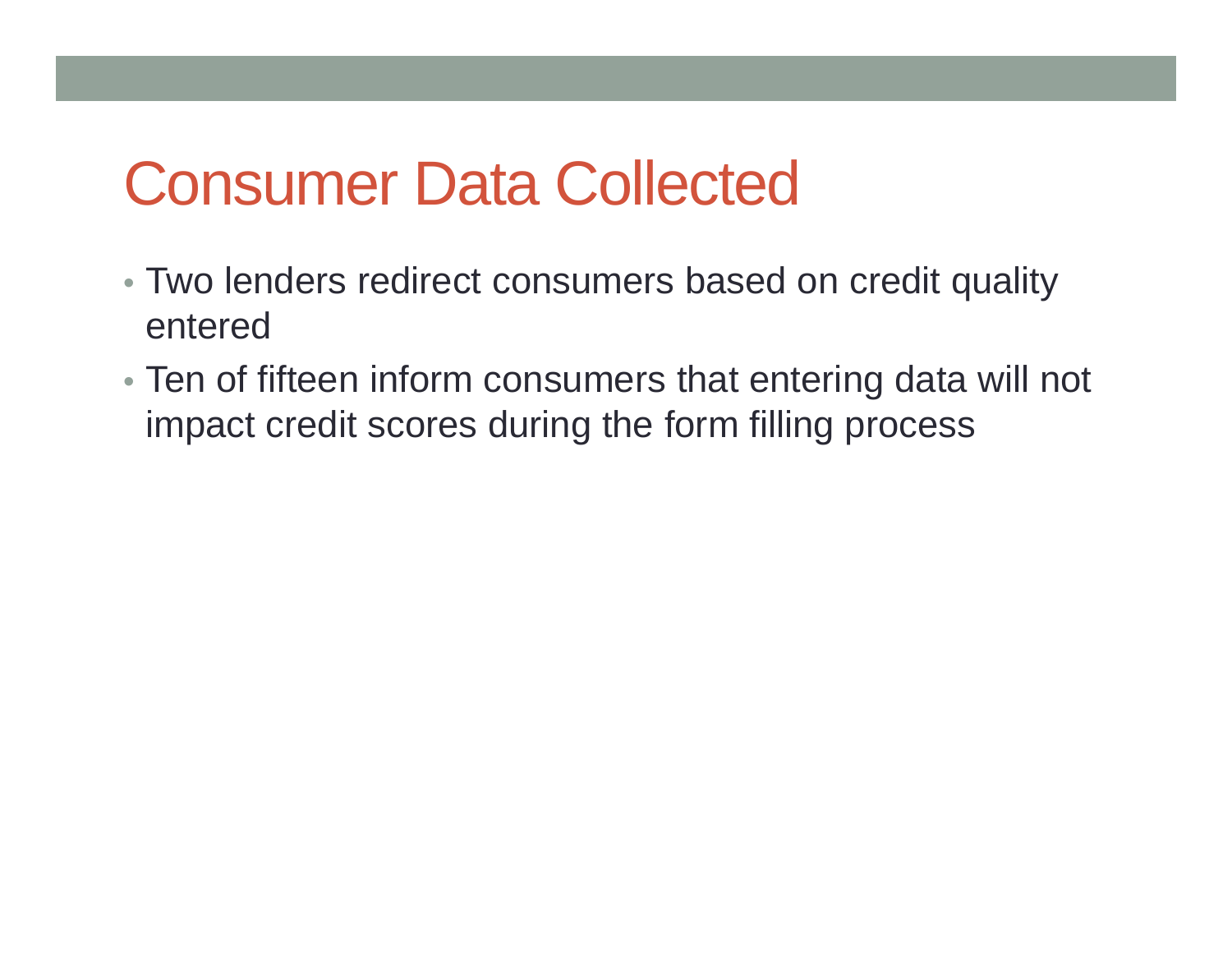# Consumer Data Collected

- Two lenders redirect consumers based on credit quality entered
- Ten of fifteen inform consumers that entering data will not impact credit scores during the form filling process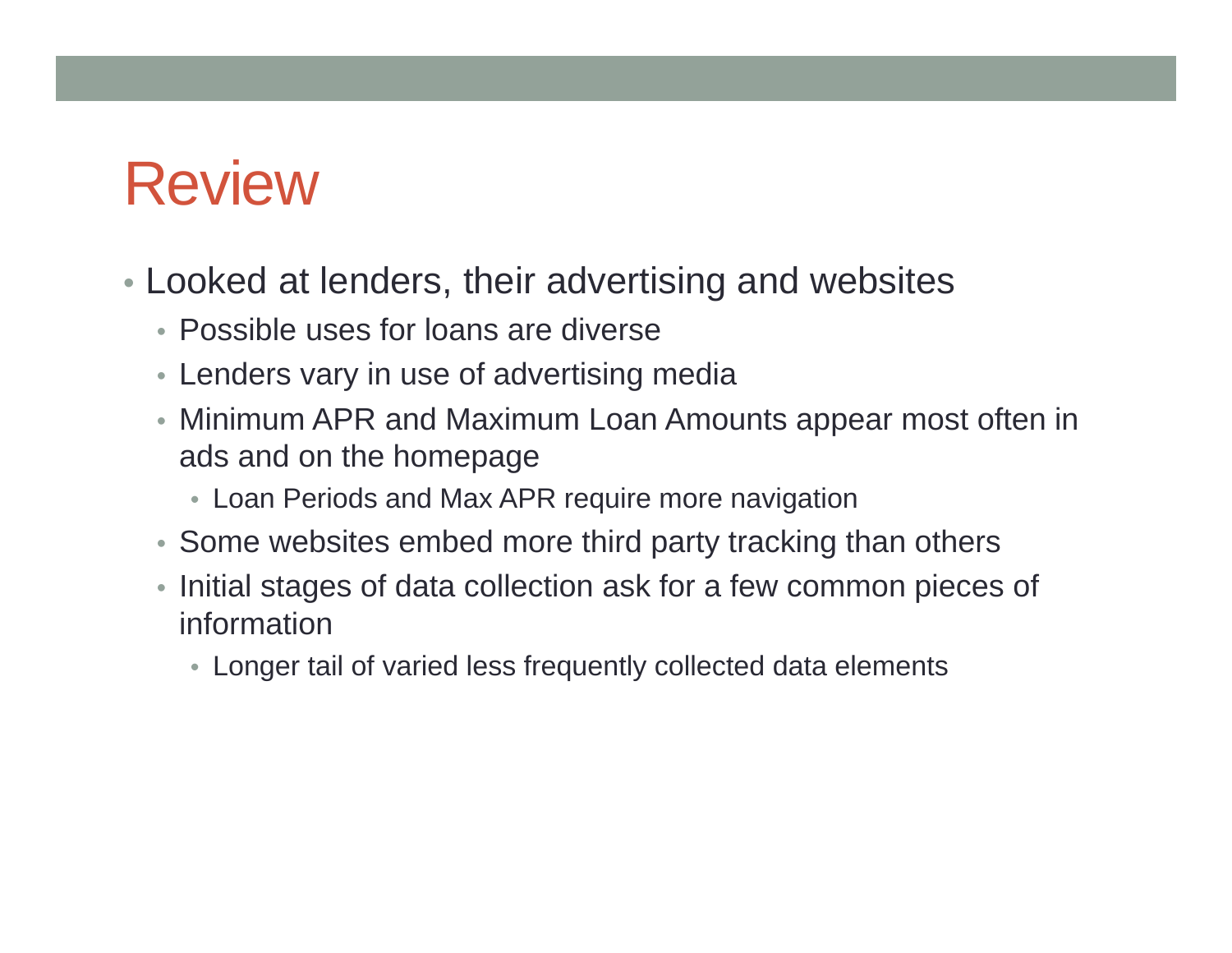# Review

- Looked at lenders, their advertising and websites
  - Possible uses for loans are diverse
  - Lenders vary in use of advertising media
  - Minimum APR and Maximum Loan Amounts appear most often in ads and on the homepage
    - Loan Periods and Max APR require more navigation
  - Some websites embed more third party tracking than others
  - Initial stages of data collection ask for a few common pieces of information
    - Longer tail of varied less frequently collected data elements